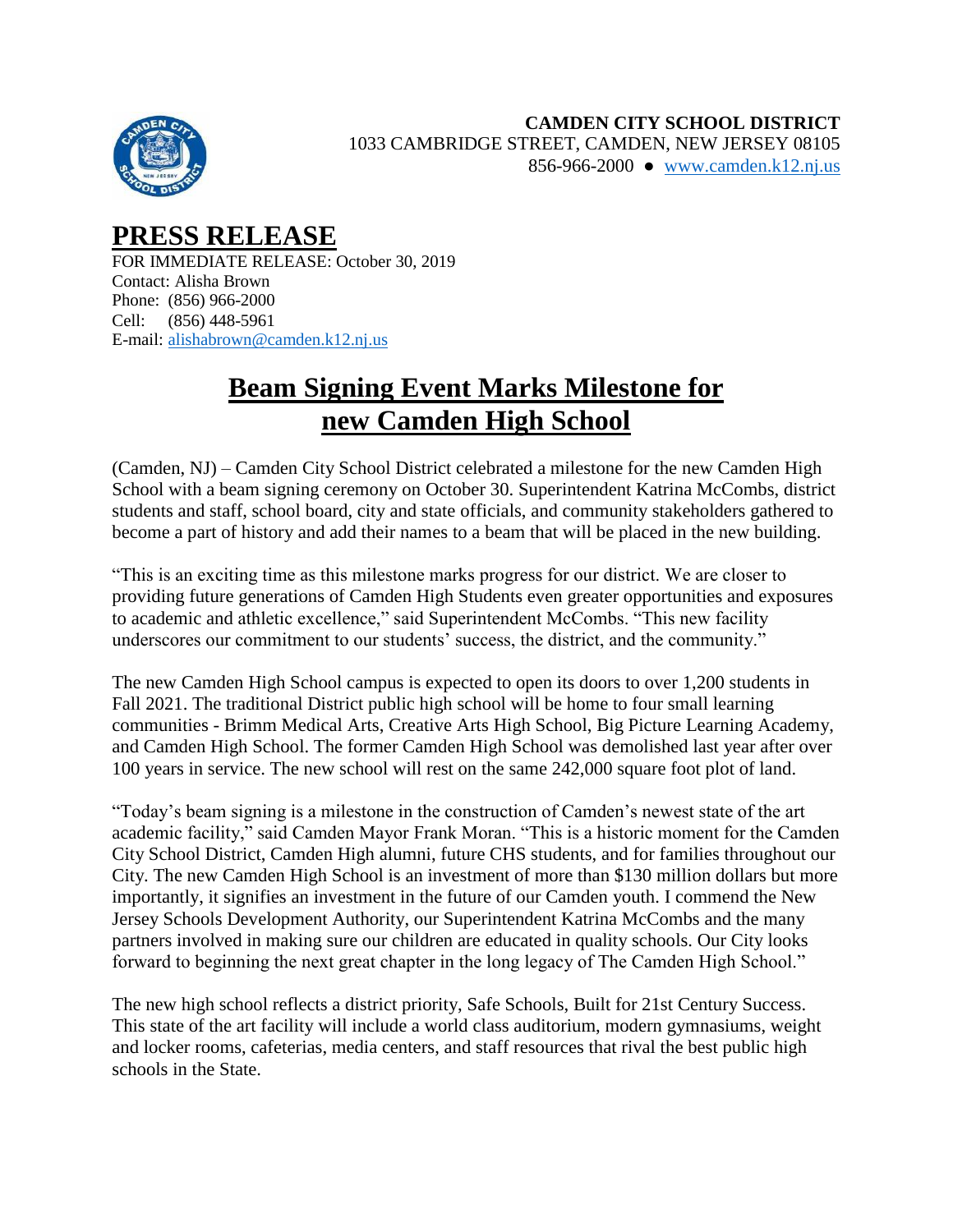**CAMDEN CITY SCHOOL DISTRICT**
1033 CAMBRIDGE STREET, CAMDEN, NEW JERSEY 08105
856-966-2000 ● www.camden.k12.nj.us

# PRESS RELEASE

FOR IMMEDIATE RELEASE: October 30, 2019
Contact: Alisha Brown
Phone: (856) 966-2000
Cell: (856) 448-5961
E-mail: alishabrown@camden.k12.nj.us

## Beam Signing Event Marks Milestone for new Camden High School

(Camden, NJ) – Camden City School District celebrated a milestone for the new Camden High School with a beam signing ceremony on October 30. Superintendent Katrina McCombs, district students and staff, school board, city and state officials, and community stakeholders gathered to become a part of history and add their names to a beam that will be placed in the new building.

"This is an exciting time as this milestone marks progress for our district. We are closer to providing future generations of Camden High Students even greater opportunities and exposures to academic and athletic excellence," said Superintendent McCombs. "This new facility underscores our commitment to our students' success, the district, and the community."

The new Camden High School campus is expected to open its doors to over 1,200 students in Fall 2021. The traditional District public high school will be home to four small learning communities - Brimm Medical Arts, Creative Arts High School, Big Picture Learning Academy, and Camden High School. The former Camden High School was demolished last year after over 100 years in service. The new school will rest on the same 242,000 square foot plot of land.

"Today's beam signing is a milestone in the construction of Camden's newest state of the art academic facility," said Camden Mayor Frank Moran. "This is a historic moment for the Camden City School District, Camden High alumni, future CHS students, and for families throughout our City. The new Camden High School is an investment of more than $130 million dollars but more importantly, it signifies an investment in the future of our Camden youth. I commend the New Jersey Schools Development Authority, our Superintendent Katrina McCombs and the many partners involved in making sure our children are educated in quality schools. Our City looks forward to beginning the next great chapter in the long legacy of The Camden High School."

The new high school reflects a district priority, Safe Schools, Built for 21st Century Success. This state of the art facility will include a world class auditorium, modern gymnasiums, weight and locker rooms, cafeterias, media centers, and staff resources that rival the best public high schools in the State.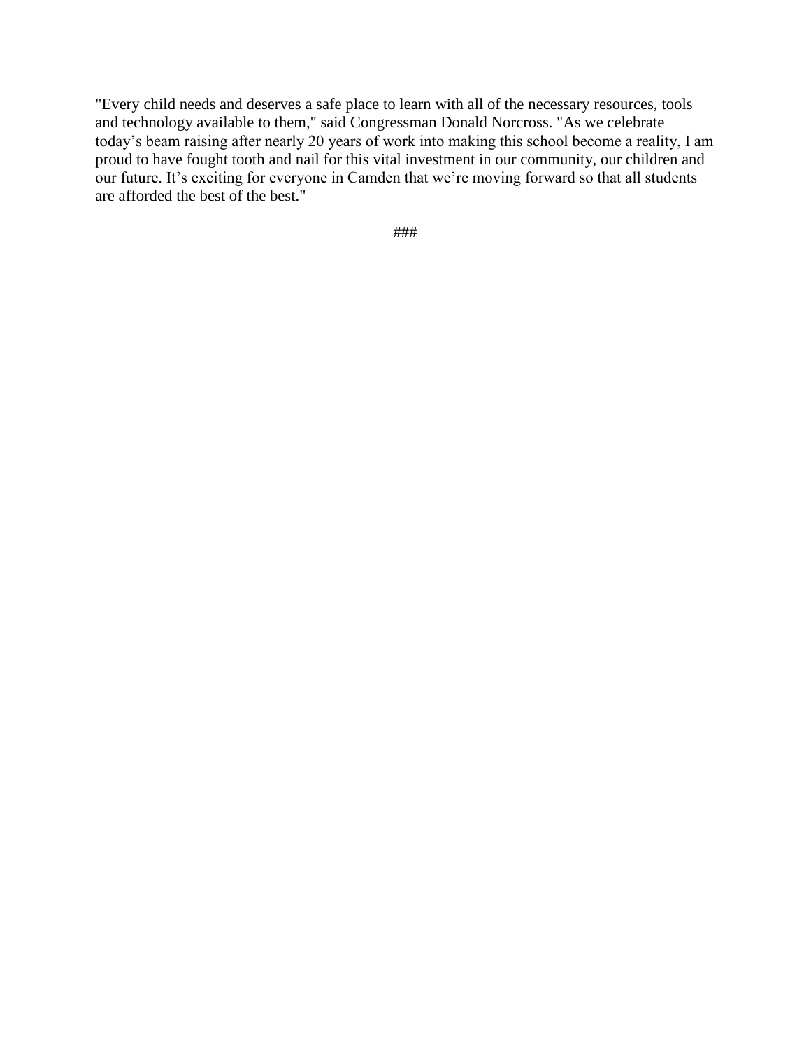"Every child needs and deserves a safe place to learn with all of the necessary resources, tools and technology available to them," said Congressman Donald Norcross. "As we celebrate today's beam raising after nearly 20 years of work into making this school become a reality, I am proud to have fought tooth and nail for this vital investment in our community, our children and our future. It's exciting for everyone in Camden that we're moving forward so that all students are afforded the best of the best."

###